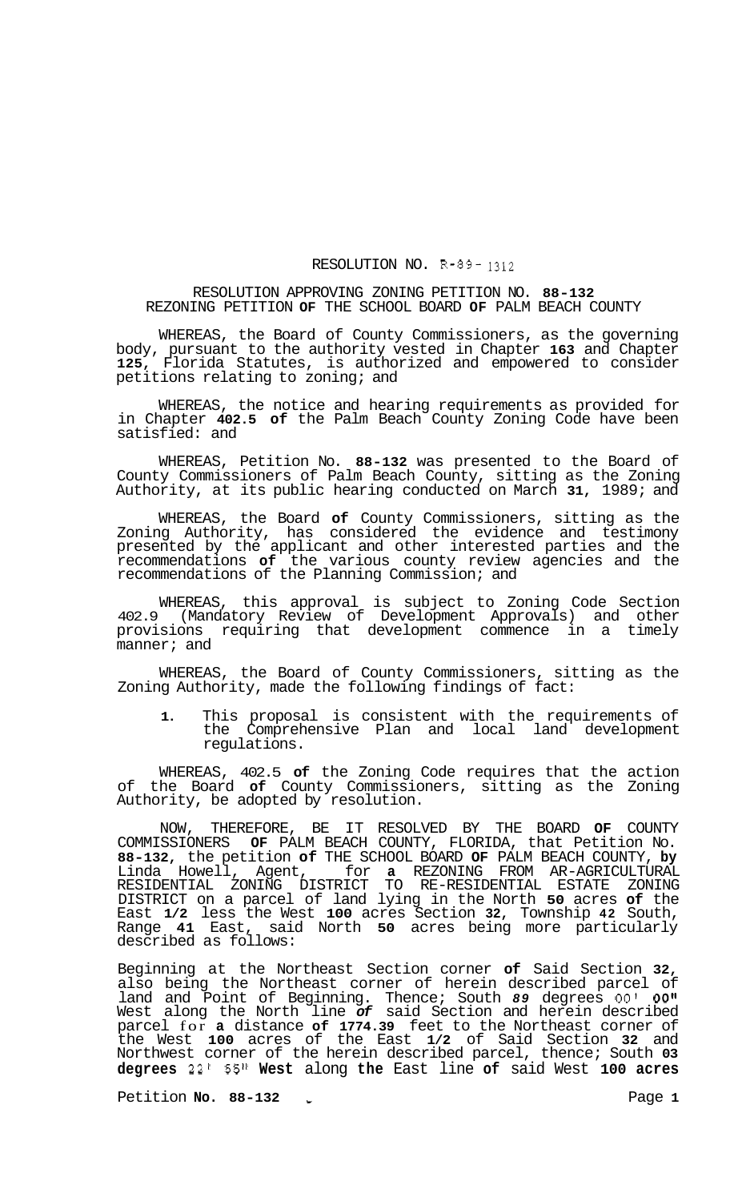RESOLUTION NO. R-89-1312

RESOLUTION APPROVING ZONING PETITION NO. 88-132
REZONING PETITION OF THE SCHOOL BOARD OF PALM BEACH COUNTY

WHEREAS, the Board of County Commissioners, as the governing body, pursuant to the authority vested in Chapter 163 and Chapter 125, Florida Statutes, is authorized and empowered to consider petitions relating to zoning; and

WHEREAS, the notice and hearing requirements as provided for in Chapter 402.5 of the Palm Beach County Zoning Code have been satisfied: and

WHEREAS, Petition No. 88-132 was presented to the Board of County Commissioners of Palm Beach County, sitting as the Zoning Authority, at its public hearing conducted on March 31, 1989; and

WHEREAS, the Board of County Commissioners, sitting as the Zoning Authority, has considered the evidence and testimony presented by the applicant and other interested parties and the recommendations of the various county review agencies and the recommendations of the Planning Commission; and

WHEREAS, this approval is subject to Zoning Code Section 402.9 (Mandatory Review of Development Approvals) and other provisions requiring that development commence in a timely manner; and

WHEREAS, the Board of County Commissioners, sitting as the Zoning Authority, made the following findings of fact:

1. This proposal is consistent with the requirements of the Comprehensive Plan and local land development regulations.

WHEREAS, 402.5 of the Zoning Code requires that the action of the Board of County Commissioners, sitting as the Zoning Authority, be adopted by resolution.

NOW, THEREFORE, BE IT RESOLVED BY THE BOARD OF COUNTY COMMISSIONERS OF PALM BEACH COUNTY, FLORIDA, that Petition No. 88-132, the petition of THE SCHOOL BOARD OF PALM BEACH COUNTY, by Linda Howell, Agent, for a REZONING FROM AR-AGRICULTURAL RESIDENTIAL ZONING DISTRICT TO RE-RESIDENTIAL ESTATE ZONING DISTRICT on a parcel of land lying in the North 50 acres of the East 1/2 less the West 100 acres Section 32, Township 42 South, Range 41 East, said North 50 acres being more particularly described as follows:

Beginning at the Northeast Section corner of Said Section 32, also being the Northeast corner of herein described parcel of land and Point of Beginning. Thence; South 89 degrees 00' 00" West along the North line of said Section and herein described parcel for a distance of 1774.39 feet to the Northeast corner of the West 100 acres of the East 1/2 of Said Section 32 and Northwest corner of the herein described parcel, thence; South 03 degrees 22' 55" West along the East line of said West 100 acres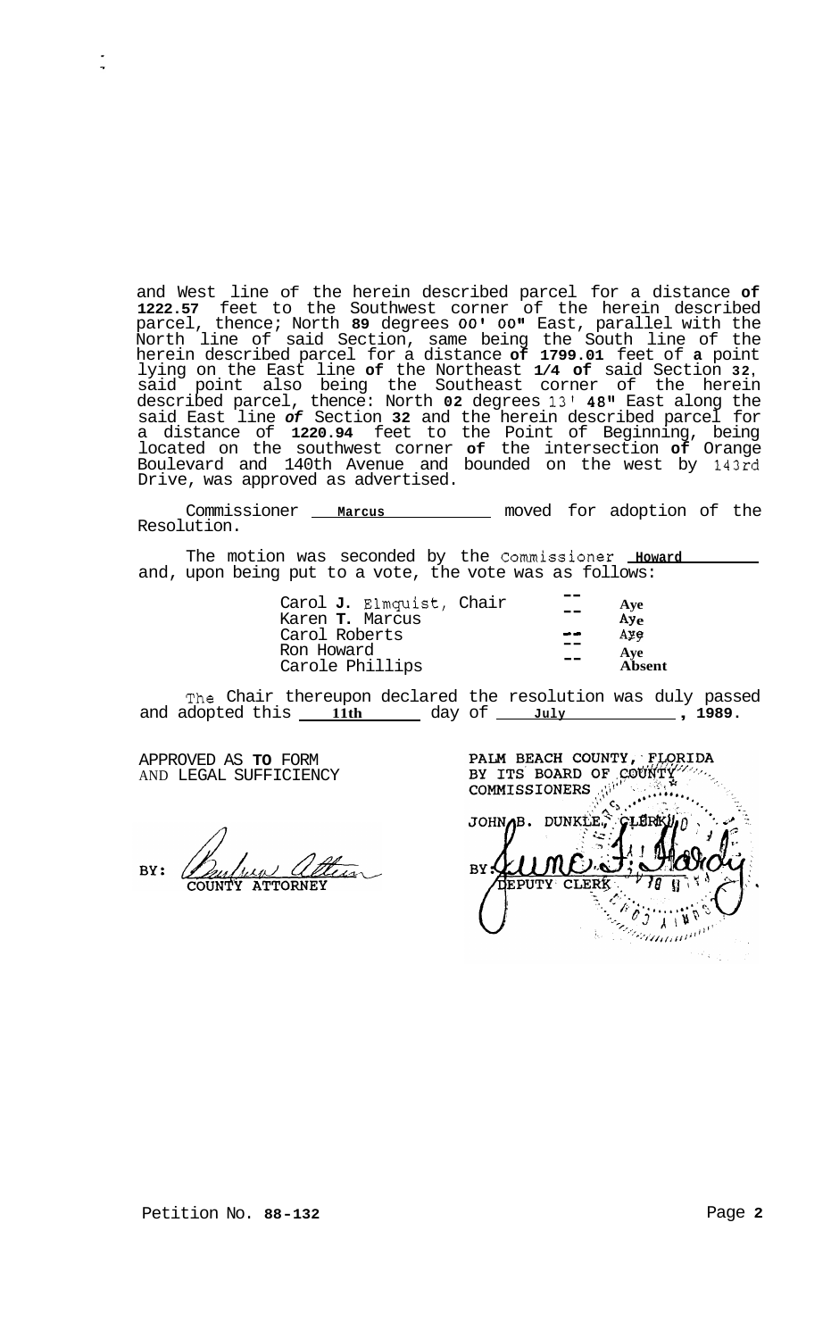and West line of the herein described parcel for a distance of 1222.57 feet to the Southwest corner of the herein described parcel, thence; North 89 degrees 00' 00" East, parallel with the North line of said Section, same being the South line of the herein described parcel for a distance of 1799.01 feet of a point lying on the East line of the Northeast 1/4 of said Section 32, said point also being the Southeast corner of the herein described parcel, thence: North 02 degrees 13' 48" East along the said East line of Section 32 and the herein described parcel for a distance of 1220.94 feet to the Point of Beginning, being located on the southwest corner of the intersection of Orange Boulevard and 140th Avenue and bounded on the west by 143rd Drive, was approved as advertised.

Commissioner Marcus moved for adoption of the Resolution.

The motion was seconded by the Commissioner Howard and, upon being put to a vote, the vote was as follows:

| | | |
|---|---|---|
| Carol J. Elmquist, Chair | -- | Aye |
| Karen T. Marcus | -- | Aye |
| Carol Roberts | -- | Aye |
| Ron Howard | -- | Aye |
| Carole Phillips | -- | Absent |

The Chair thereupon declared the resolution was duly passed and adopted this 11th day of July, 1989.

APPROVED AS TO FORM AND LEGAL SUFFICIENCY

BY: COUNTY ATTORNEY

PALM BEACH COUNTY, FLORIDA BY ITS BOARD OF COUNTY COMMISSIONERS

JOHN B. DUNKLE, CLERK

BY: DEPUTY CLERK

Petition No. 88-132